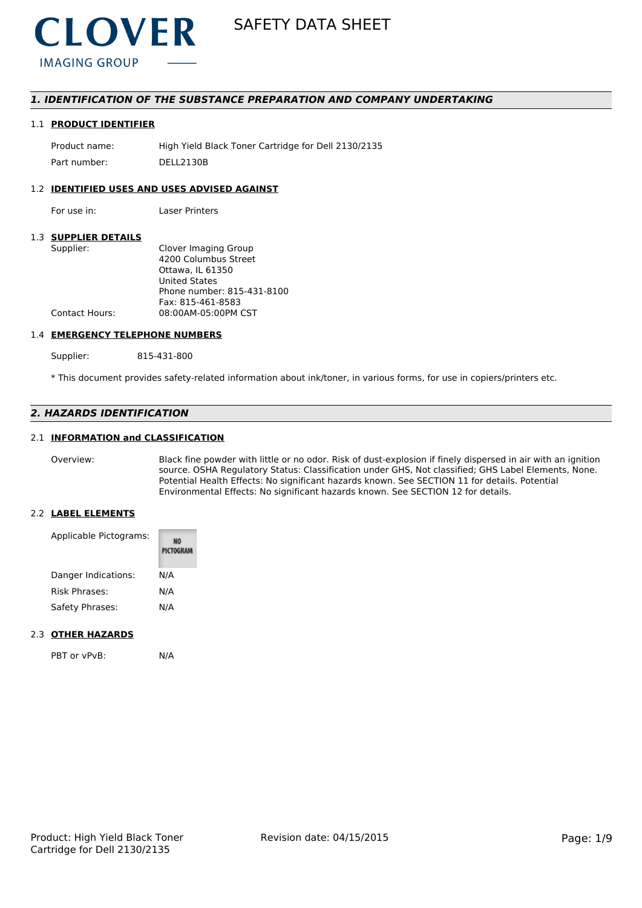# SAFETY DATA SHEET

## 1. IDENTIFICATION OF THE SUBSTANCE PREPARATION AND COMPANY UNDERTAKING

### 1.1 PRODUCT IDENTIFIER

| | |
|---|---|
| Product name: | High Yield Black Toner Cartridge for Dell 2130/2135 |
| Part number: | DELL2130B |

### 1.2 IDENTIFIED USES AND USES ADVISED AGAINST

| | |
|---|---|
| For use in: | Laser Printers |

### 1.3 SUPPLIER DETAILS

| | |
|---|---|
| Supplier: | Clover Imaging Group<br>4200 Columbus Street<br>Ottawa, IL 61350<br>United States<br>Phone number: 815-431-8100<br>Fax: 815-461-8583 |
| Contact Hours: | 08:00AM-05:00PM CST |

### 1.4 EMERGENCY TELEPHONE NUMBERS

| | |
|---|---|
| Supplier: | 815-431-800 |

* This document provides safety-related information about ink/toner, in various forms, for use in copiers/printers etc.

## 2. HAZARDS IDENTIFICATION

### 2.1 INFORMATION and CLASSIFICATION

Overview: Black fine powder with little or no odor. Risk of dust-explosion if finely dispersed in air with an ignition source. OSHA Regulatory Status: Classification under GHS, Not classified; GHS Label Elements, None. Potential Health Effects: No significant hazards known. See SECTION 11 for details. Potential Environmental Effects: No significant hazards known. See SECTION 12 for details.

### 2.2 LABEL ELEMENTS

| | |
|---|---|
| Applicable Pictograms: | NO PICTOGRAM |
| Danger Indications: | N/A |
| Risk Phrases: | N/A |
| Safety Phrases: | N/A |

### 2.3 OTHER HAZARDS

| | |
|---|---|
| PBT or vPvB: | N/A |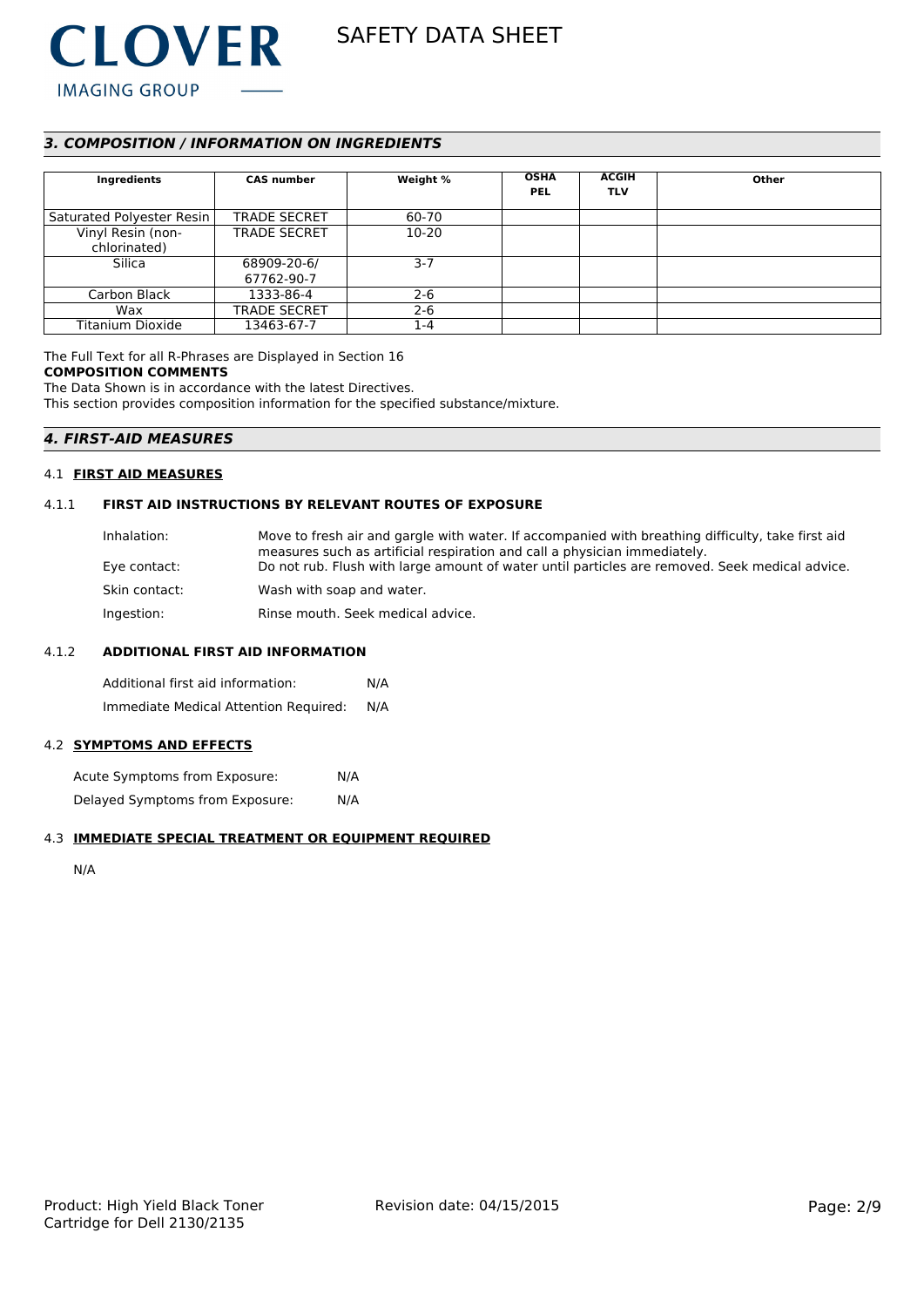## 3. COMPOSITION / INFORMATION ON INGREDIENTS

| Ingredients | CAS number | Weight % | OSHA PEL | ACGIH TLV | Other |
|---|---|---|---|---|---|
| Saturated Polyester Resin | TRADE SECRET | 60-70 | | | |
| Vinyl Resin (non-chlorinated) | TRADE SECRET | 10-20 | | | |
| Silica | 68909-20-6/ 67762-90-7 | 3-7 | | | |
| Carbon Black | 1333-86-4 | 2-6 | | | |
| Wax | TRADE SECRET | 2-6 | | | |
| Titanium Dioxide | 13463-67-7 | 1-4 | | | |

The Full Text for all R-Phrases are Displayed in Section 16

**COMPOSITION COMMENTS**

The Data Shown is in accordance with the latest Directives.

This section provides composition information for the specified substance/mixture.

## 4. FIRST-AID MEASURES

### 4.1 FIRST AID MEASURES

#### 4.1.1 FIRST AID INSTRUCTIONS BY RELEVANT ROUTES OF EXPOSURE

Inhalation: Move to fresh air and gargle with water. If accompanied with breathing difficulty, take first aid measures such as artificial respiration and call a physician immediately.

Eye contact: Do not rub. Flush with large amount of water until particles are removed. Seek medical advice.

Skin contact: Wash with soap and water.

Ingestion: Rinse mouth. Seek medical advice.

#### 4.1.2 ADDITIONAL FIRST AID INFORMATION

Additional first aid information: N/A

Immediate Medical Attention Required: N/A

### 4.2 SYMPTOMS AND EFFECTS

Acute Symptoms from Exposure: N/A

Delayed Symptoms from Exposure: N/A

### 4.3 IMMEDIATE SPECIAL TREATMENT OR EQUIPMENT REQUIRED

N/A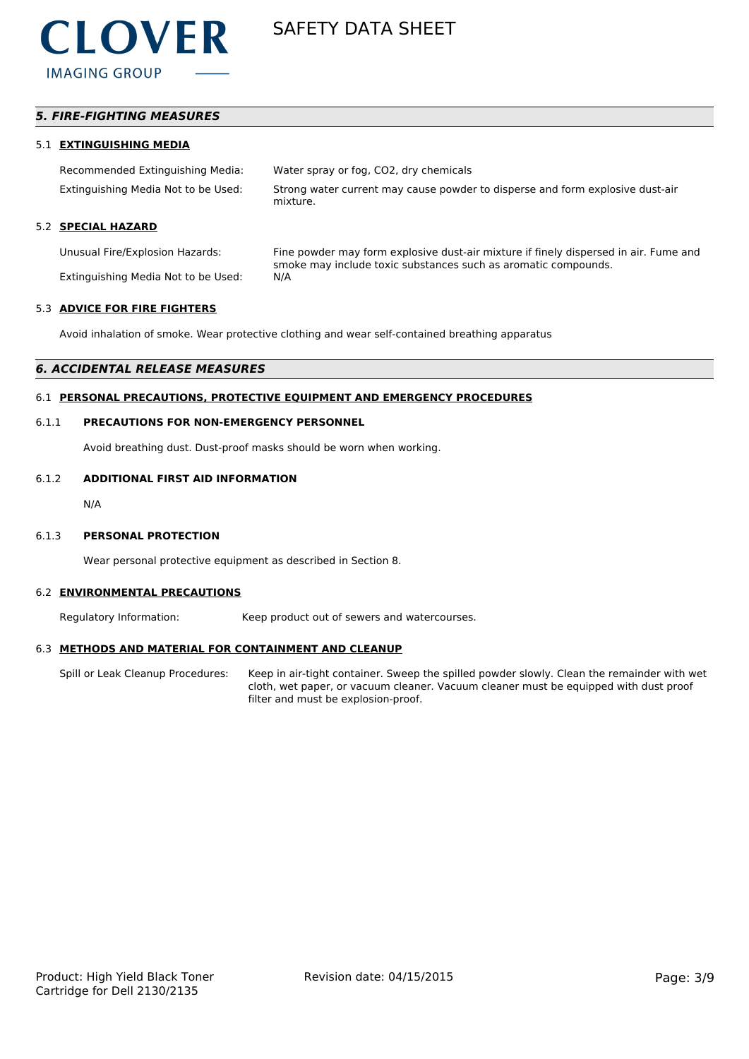## 5. FIRE-FIGHTING MEASURES

### 5.1 EXTINGUISHING MEDIA

| | |
|---|---|
| Recommended Extinguishing Media: | Water spray or fog, $CO_2$, dry chemicals |
| Extinguishing Media Not to be Used: | Strong water current may cause powder to disperse and form explosive dust-air mixture. |

### 5.2 SPECIAL HAZARD

| | |
|---|---|
| Unusual Fire/Explosion Hazards: | Fine powder may form explosive dust-air mixture if finely dispersed in air. Fume and smoke may include toxic substances such as aromatic compounds. |
| Extinguishing Media Not to be Used: | N/A |

### 5.3 ADVICE FOR FIRE FIGHTERS

Avoid inhalation of smoke. Wear protective clothing and wear self-contained breathing apparatus

## 6. ACCIDENTAL RELEASE MEASURES

### 6.1 PERSONAL PRECAUTIONS, PROTECTIVE EQUIPMENT AND EMERGENCY PROCEDURES

#### 6.1.1 PRECAUTIONS FOR NON-EMERGENCY PERSONNEL

Avoid breathing dust. Dust-proof masks should be worn when working.

#### 6.1.2 ADDITIONAL FIRST AID INFORMATION

N/A

#### 6.1.3 PERSONAL PROTECTION

Wear personal protective equipment as described in Section 8.

### 6.2 ENVIRONMENTAL PRECAUTIONS

| | |
|---|---|
| Regulatory Information: | Keep product out of sewers and watercourses. |

### 6.3 METHODS AND MATERIAL FOR CONTAINMENT AND CLEANUP

| | |
|---|---|
| Spill or Leak Cleanup Procedures: | Keep in air-tight container. Sweep the spilled powder slowly. Clean the remainder with wet cloth, wet paper, or vacuum cleaner. Vacuum cleaner must be equipped with dust proof filter and must be explosion-proof. |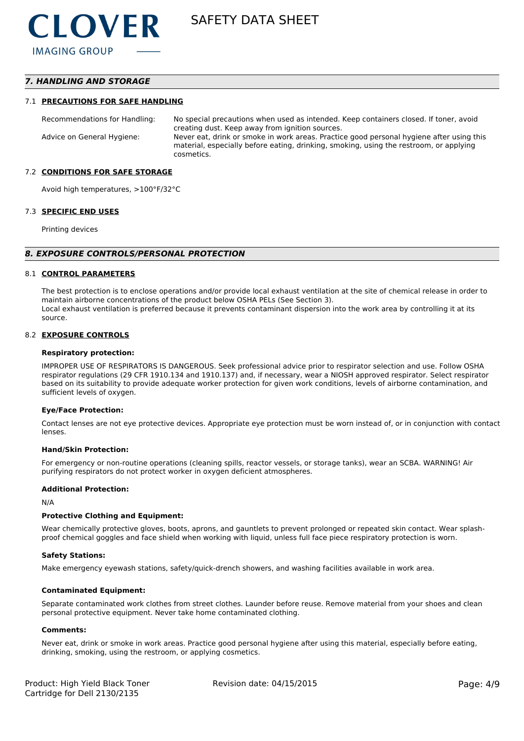## 7. HANDLING AND STORAGE

### 7.1 PRECAUTIONS FOR SAFE HANDLING

| | |
|---|---|
| Recommendations for Handling: | No special precautions when used as intended. Keep containers closed. If toner, avoid creating dust. Keep away from ignition sources. |
| Advice on General Hygiene: | Never eat, drink or smoke in work areas. Practice good personal hygiene after using this material, especially before eating, drinking, smoking, using the restroom, or applying cosmetics. |

### 7.2 CONDITIONS FOR SAFE STORAGE

Avoid high temperatures, >100°F/32°C

### 7.3 SPECIFIC END USES

Printing devices

## 8. EXPOSURE CONTROLS/PERSONAL PROTECTION

### 8.1 CONTROL PARAMETERS

The best protection is to enclose operations and/or provide local exhaust ventilation at the site of chemical release in order to maintain airborne concentrations of the product below OSHA PELs (See Section 3).
Local exhaust ventilation is preferred because it prevents contaminant dispersion into the work area by controlling it at its source.

### 8.2 EXPOSURE CONTROLS

**Respiratory protection:**

IMPROPER USE OF RESPIRATORS IS DANGEROUS. Seek professional advice prior to respirator selection and use. Follow OSHA respirator regulations (29 CFR 1910.134 and 1910.137) and, if necessary, wear a NIOSH approved respirator. Select respirator based on its suitability to provide adequate worker protection for given work conditions, levels of airborne contamination, and sufficient levels of oxygen.

**Eye/Face Protection:**

Contact lenses are not eye protective devices. Appropriate eye protection must be worn instead of, or in conjunction with contact lenses.

**Hand/Skin Protection:**

For emergency or non-routine operations (cleaning spills, reactor vessels, or storage tanks), wear an SCBA. WARNING! Air purifying respirators do not protect worker in oxygen deficient atmospheres.

**Additional Protection:**

N/A

**Protective Clothing and Equipment:**

Wear chemically protective gloves, boots, aprons, and gauntlets to prevent prolonged or repeated skin contact. Wear splash-proof chemical goggles and face shield when working with liquid, unless full face piece respiratory protection is worn.

**Safety Stations:**

Make emergency eyewash stations, safety/quick-drench showers, and washing facilities available in work area.

**Contaminated Equipment:**

Separate contaminated work clothes from street clothes. Launder before reuse. Remove material from your shoes and clean personal protective equipment. Never take home contaminated clothing.

**Comments:**

Never eat, drink or smoke in work areas. Practice good personal hygiene after using this material, especially before eating, drinking, smoking, using the restroom, or applying cosmetics.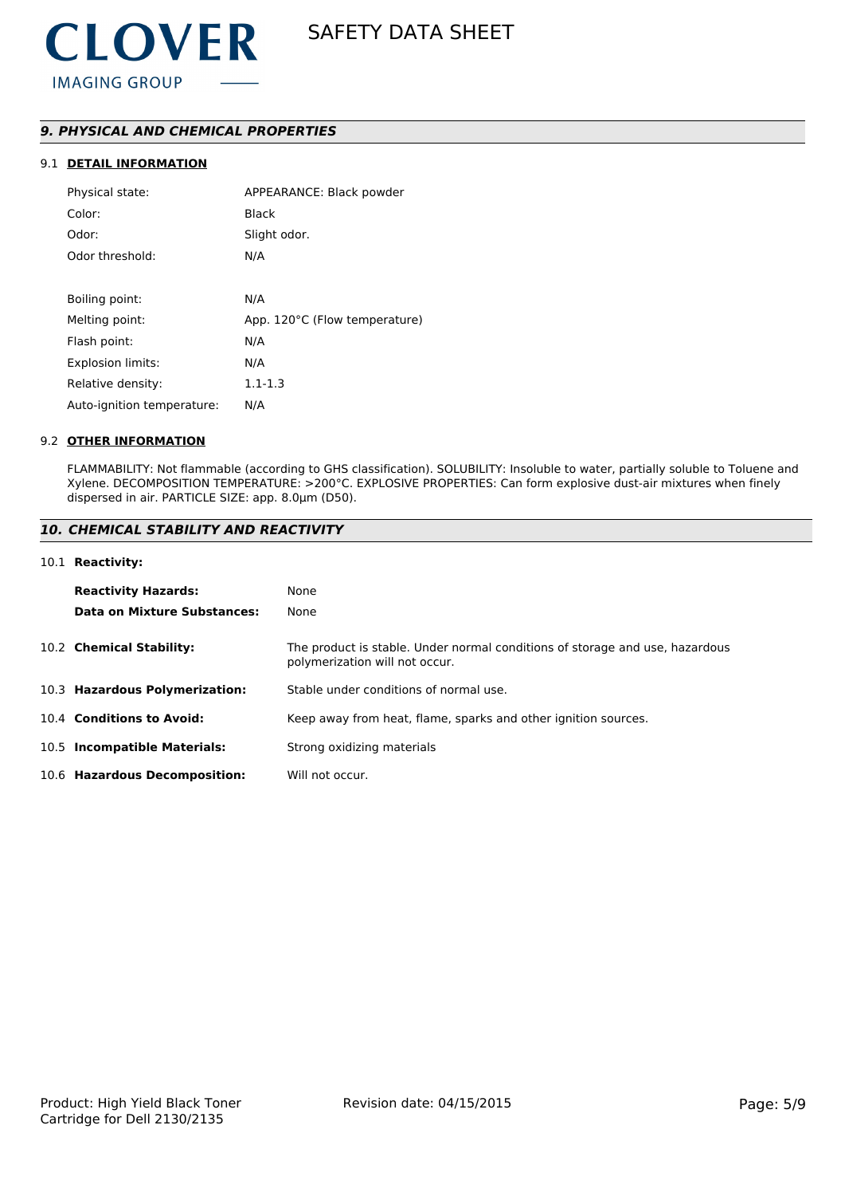## *9. PHYSICAL AND CHEMICAL PROPERTIES*

### 9.1 DETAIL INFORMATION

| | |
|---|---|
| Physical state: | APPEARANCE: Black powder |
| Color: | Black |
| Odor: | Slight odor. |
| Odor threshold: | N/A |
| Boiling point: | N/A |
| Melting point: | App. 120°C (Flow temperature) |
| Flash point: | N/A |
| Explosion limits: | N/A |
| Relative density: | 1.1-1.3 |
| Auto-ignition temperature: | N/A |

### 9.2 OTHER INFORMATION

FLAMMABILITY: Not flammable (according to GHS classification). SOLUBILITY: Insoluble to water, partially soluble to Toluene and Xylene. DECOMPOSITION TEMPERATURE: >200°C. EXPLOSIVE PROPERTIES: Can form explosive dust-air mixtures when finely dispersed in air. PARTICLE SIZE: app. 8.0µm (D50).

## *10. CHEMICAL STABILITY AND REACTIVITY*

**10.1 Reactivity:**

| | |
|---|---|
| **Reactivity Hazards:** | None |
| **Data on Mixture Substances:** | None |
| 10.2 **Chemical Stability:** | The product is stable. Under normal conditions of storage and use, hazardous polymerization will not occur. |
| 10.3 **Hazardous Polymerization:** | Stable under conditions of normal use. |
| 10.4 **Conditions to Avoid:** | Keep away from heat, flame, sparks and other ignition sources. |
| 10.5 **Incompatible Materials:** | Strong oxidizing materials |
| 10.6 **Hazardous Decomposition:** | Will not occur. |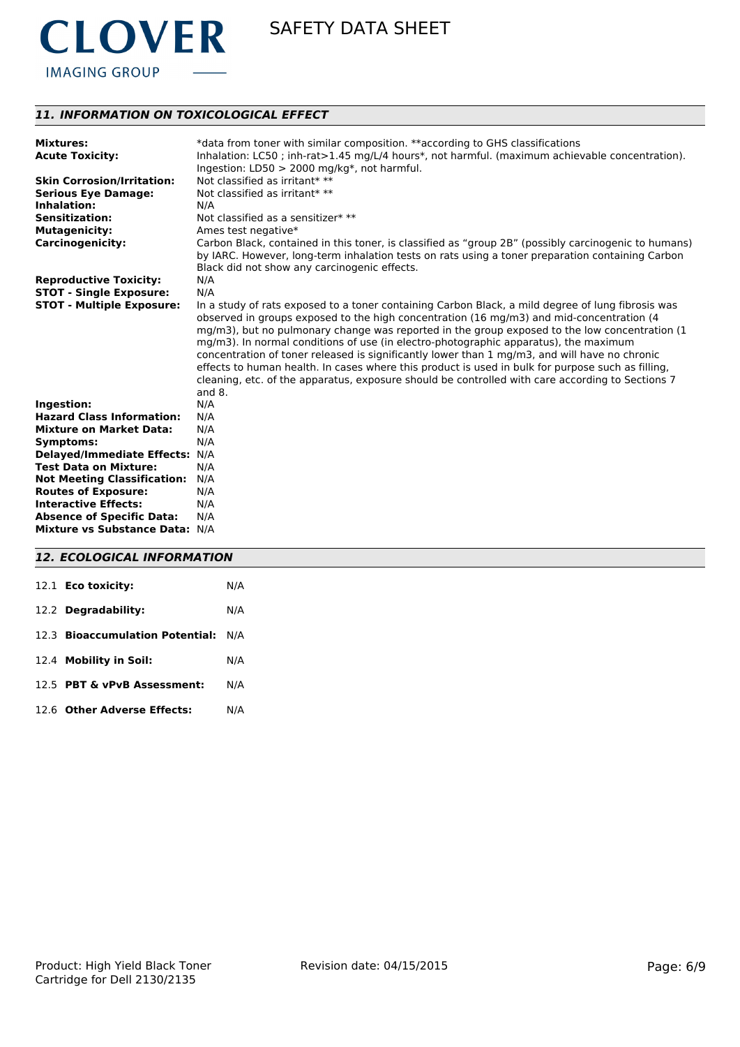## *11. INFORMATION ON TOXICOLOGICAL EFFECT*

| | |
|---|---|
| **Mixtures:** | *data from toner with similar composition. **according to GHS classifications |
| **Acute Toxicity:** | Inhalation: LC50 ; inh-rat>1.45 mg/L/4 hours*, not harmful. (maximum achievable concentration). Ingestion: LD50 > 2000 mg/kg*, not harmful. |
| **Skin Corrosion/Irritation:** | Not classified as irritant* ** |
| **Serious Eye Damage:** | Not classified as irritant* ** |
| **Inhalation:** | N/A |
| **Sensitization:** | Not classified as a sensitizer* ** |
| **Mutagenicity:** | Ames test negative* |
| **Carcinogenicity:** | Carbon Black, contained in this toner, is classified as “group 2B” (possibly carcinogenic to humans) by IARC. However, long-term inhalation tests on rats using a toner preparation containing Carbon Black did not show any carcinogenic effects. |
| **Reproductive Toxicity:** | N/A |
| **STOT - Single Exposure:** | N/A |
| **STOT - Multiple Exposure:** | In a study of rats exposed to a toner containing Carbon Black, a mild degree of lung fibrosis was observed in groups exposed to the high concentration (16 mg/m3) and mid-concentration (4 mg/m3), but no pulmonary change was reported in the group exposed to the low concentration (1 mg/m3). In normal conditions of use (in electro-photographic apparatus), the maximum concentration of toner released is significantly lower than 1 mg/m3, and will have no chronic effects to human health. In cases where this product is used in bulk for purpose such as filling, cleaning, etc. of the apparatus, exposure should be controlled with care according to Sections 7 and 8. |
| **Ingestion:** | N/A |
| **Hazard Class Information:** | N/A |
| **Mixture on Market Data:** | N/A |
| **Symptoms:** | N/A |
| **Delayed/Immediate Effects:** | N/A |
| **Test Data on Mixture:** | N/A |
| **Not Meeting Classification:** | N/A |
| **Routes of Exposure:** | N/A |
| **Interactive Effects:** | N/A |
| **Absence of Specific Data:** | N/A |
| **Mixture vs Substance Data:** | N/A |

## *12. ECOLOGICAL INFORMATION*

| | |
|---|---|
| 12.1 **Eco toxicity:** | N/A |
| 12.2 **Degradability:** | N/A |
| 12.3 **Bioaccumulation Potential:** | N/A |
| 12.4 **Mobility in Soil:** | N/A |
| 12.5 **PBT & vPvB Assessment:** | N/A |
| 12.6 **Other Adverse Effects:** | N/A |

Product: High Yield Black Toner Cartridge for Dell 2130/2135

Revision date: 04/15/2015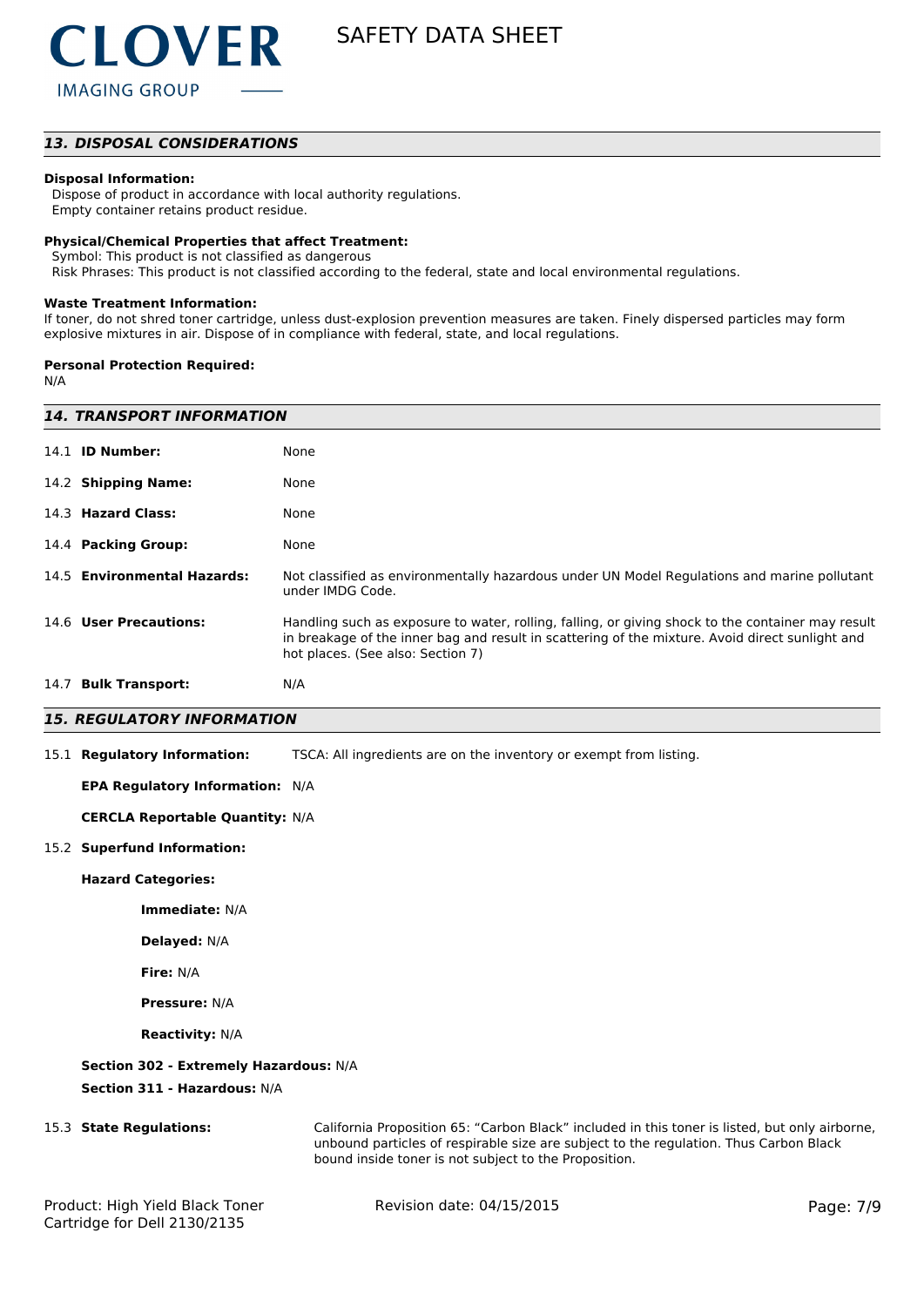## *13. DISPOSAL CONSIDERATIONS*

**Disposal Information:**

Dispose of product in accordance with local authority regulations.
Empty container retains product residue.

**Physical/Chemical Properties that affect Treatment:**

Symbol: This product is not classified as dangerous
Risk Phrases: This product is not classified according to the federal, state and local environmental regulations.

**Waste Treatment Information:**

If toner, do not shred toner cartridge, unless dust-explosion prevention measures are taken. Finely dispersed particles may form explosive mixtures in air. Dispose of in compliance with federal, state, and local regulations.

**Personal Protection Required:**

N/A

## *14. TRANSPORT INFORMATION*

| | |
|---|---|
| 14.1 **ID Number:** | None |
| 14.2 **Shipping Name:** | None |
| 14.3 **Hazard Class:** | None |
| 14.4 **Packing Group:** | None |
| 14.5 **Environmental Hazards:** | Not classified as environmentally hazardous under UN Model Regulations and marine pollutant under IMDG Code. |
| 14.6 **User Precautions:** | Handling such as exposure to water, rolling, falling, or giving shock to the container may result in breakage of the inner bag and result in scattering of the mixture. Avoid direct sunlight and hot places. (See also: Section 7) |
| 14.7 **Bulk Transport:** | N/A |

## *15. REGULATORY INFORMATION*

15.1 **Regulatory Information:** TSCA: All ingredients are on the inventory or exempt from listing.

**EPA Regulatory Information:** N/A

**CERCLA Reportable Quantity:** N/A

15.2 **Superfund Information:**

**Hazard Categories:**

**Immediate:** N/A

**Delayed:** N/A

**Fire:** N/A

**Pressure:** N/A

**Reactivity:** N/A

**Section 302 - Extremely Hazardous:** N/A

**Section 311 - Hazardous:** N/A

15.3 **State Regulations:** California Proposition 65: “Carbon Black” included in this toner is listed, but only airborne, unbound particles of respirable size are subject to the regulation. Thus Carbon Black bound inside toner is not subject to the Proposition.

Product: High Yield Black Toner Cartridge for Dell 2130/2135

Revision date: 04/15/2015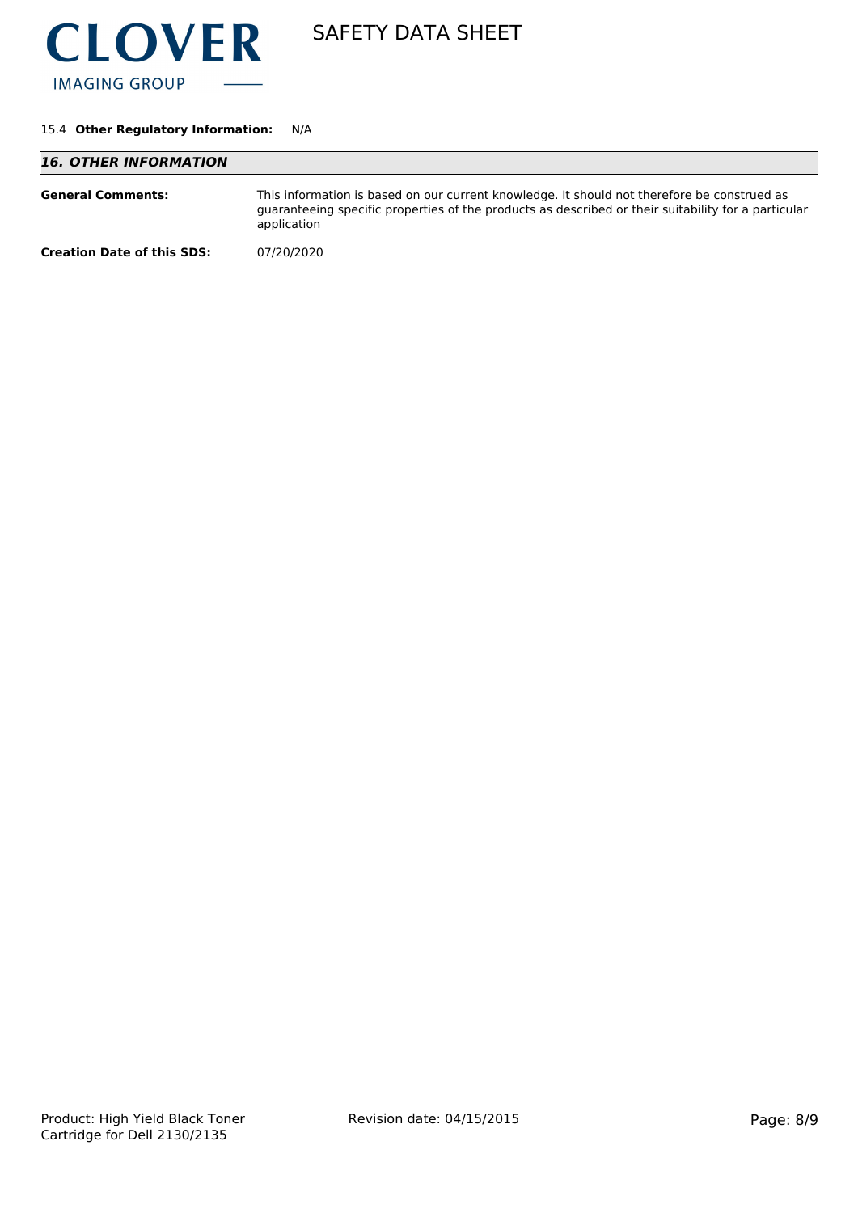15.4 **Other Regulatory Information:** N/A

## *16. OTHER INFORMATION*

**General Comments:** This information is based on our current knowledge. It should not therefore be construed as guaranteeing specific properties of the products as described or their suitability for a particular application

**Creation Date of this SDS:** 07/20/2020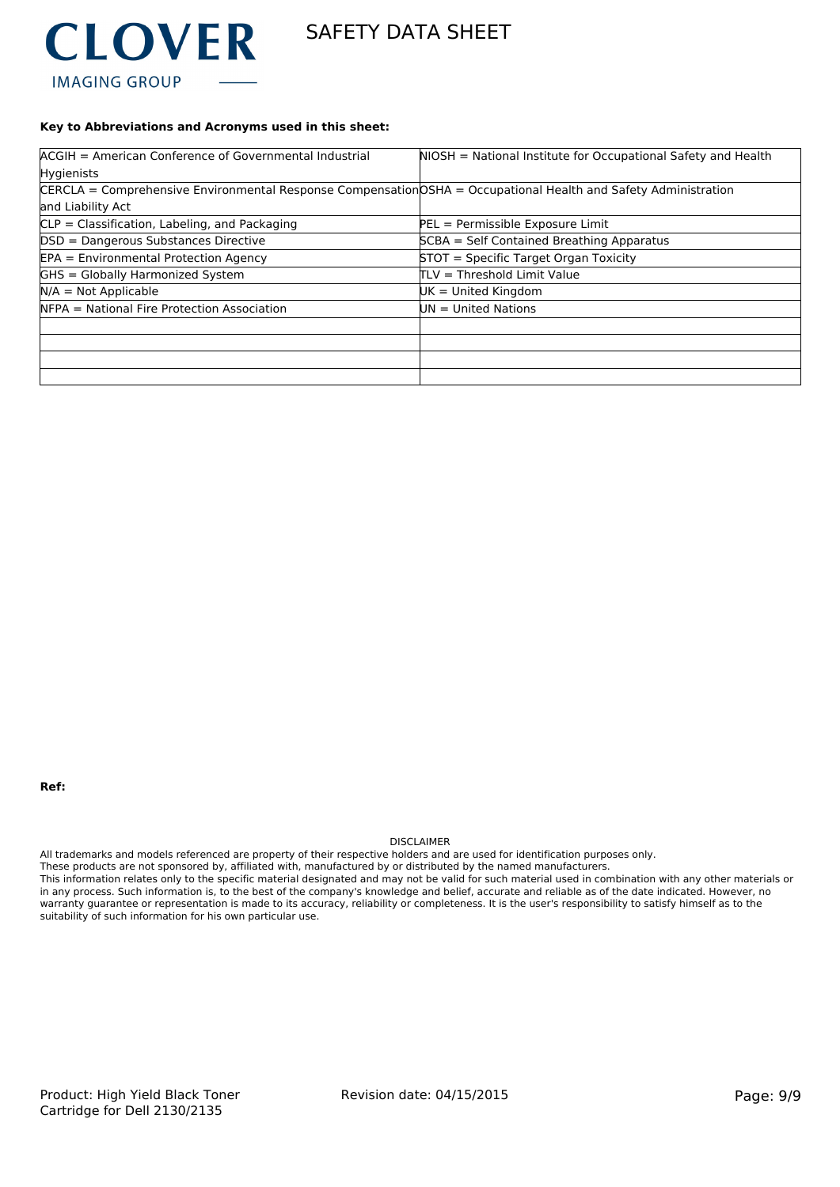**Key to Abbreviations and Acronyms used in this sheet:**

| | |
|---|---|
| ACGIH = American Conference of Governmental Industrial Hygienists | NIOSH = National Institute for Occupational Safety and Health |
| CERCLA = Comprehensive Environmental Response Compensation and Liability Act | OSHA = Occupational Health and Safety Administration |
| CLP = Classification, Labeling, and Packaging | PEL = Permissible Exposure Limit |
| DSD = Dangerous Substances Directive | SCBA = Self Contained Breathing Apparatus |
| EPA = Environmental Protection Agency | STOT = Specific Target Organ Toxicity |
| GHS = Globally Harmonized System | TLV = Threshold Limit Value |
| N/A = Not Applicable | UK = United Kingdom |
| NFPA = National Fire Protection Association | UN = United Nations |
| | |
| | |
| | |
| | |

**Ref:**

DISCLAIMER

All trademarks and models referenced are property of their respective holders and are used for identification purposes only.
These products are not sponsored by, affiliated with, manufactured by or distributed by the named manufacturers.
This information relates only to the specific material designated and may not be valid for such material used in combination with any other materials or in any process. Such information is, to the best of the company's knowledge and belief, accurate and reliable as of the date indicated. However, no warranty guarantee or representation is made to its accuracy, reliability or completeness. It is the user's responsibility to satisfy himself as to the suitability of such information for his own particular use.